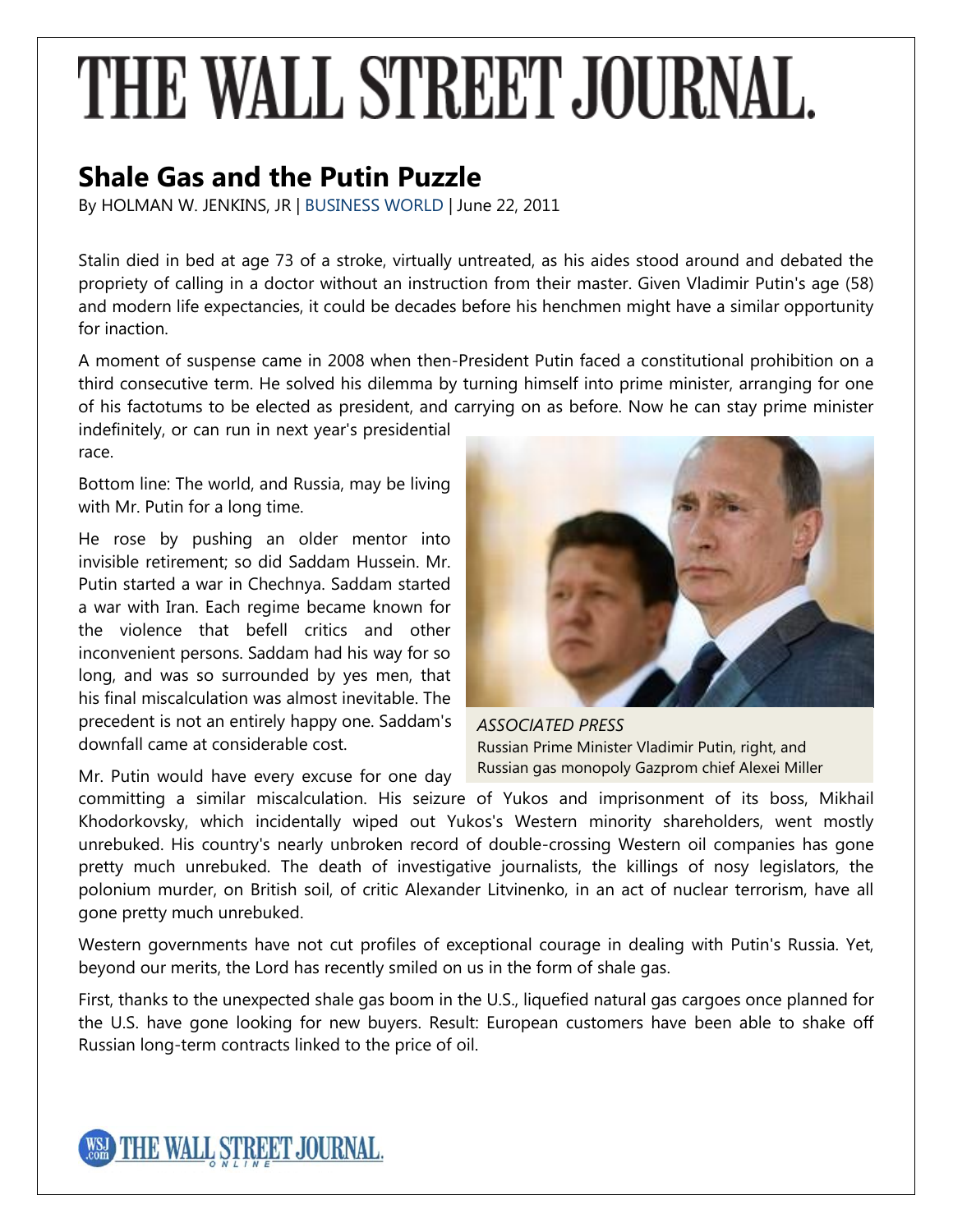# THE WALL STREET JOURNAL.

## Shale Gas and the Putin Puzzle

By HOLMAN W. JENKINS, JR | BUSINESS WORLD | June 22, 2011

Stalin died in bed at age 73 of a stroke, virtually untreated, as his aides stood around and debated the propriety of calling in a doctor without an instruction from their master. Given Vladimir Putin's age (58) and modern life expectancies, it could be decades before his henchmen might have a similar opportunity for inaction.

A moment of suspense came in 2008 when then-President Putin faced a constitutional prohibition on a third consecutive term. He solved his dilemma by turning himself into prime minister, arranging for one of his factotums to be elected as president, and carrying on as before. Now he can stay prime minister indefinitely, or can run in next year's presidential race.

Bottom line: The world, and Russia, may be living with Mr. Putin for a long time.

He rose by pushing an older mentor into invisible retirement; so did Saddam Hussein. Mr. Putin started a war in Chechnya. Saddam started a war with Iran. Each regime became known for the violence that befell critics and other inconvenient persons. Saddam had his way for so long, and was so surrounded by yes men, that his final miscalculation was almost inevitable. The precedent is not an entirely happy one. Saddam's downfall came at considerable cost.

*ASSOCIATED PRESS*
Russian Prime Minister Vladimir Putin, right, and Russian gas monopoly Gazprom chief Alexei Miller

Mr. Putin would have every excuse for one day committing a similar miscalculation. His seizure of Yukos and imprisonment of its boss, Mikhail Khodorkovsky, which incidentally wiped out Yukos's Western minority shareholders, went mostly unrebuked. His country's nearly unbroken record of double-crossing Western oil companies has gone pretty much unrebuked. The death of investigative journalists, the killings of nosy legislators, the polonium murder, on British soil, of critic Alexander Litvinenko, in an act of nuclear terrorism, have all gone pretty much unrebuked.

Western governments have not cut profiles of exceptional courage in dealing with Putin's Russia. Yet, beyond our merits, the Lord has recently smiled on us in the form of shale gas.

First, thanks to the unexpected shale gas boom in the U.S., liquefied natural gas cargoes once planned for the U.S. have gone looking for new buyers. Result: European customers have been able to shake off Russian long-term contracts linked to the price of oil.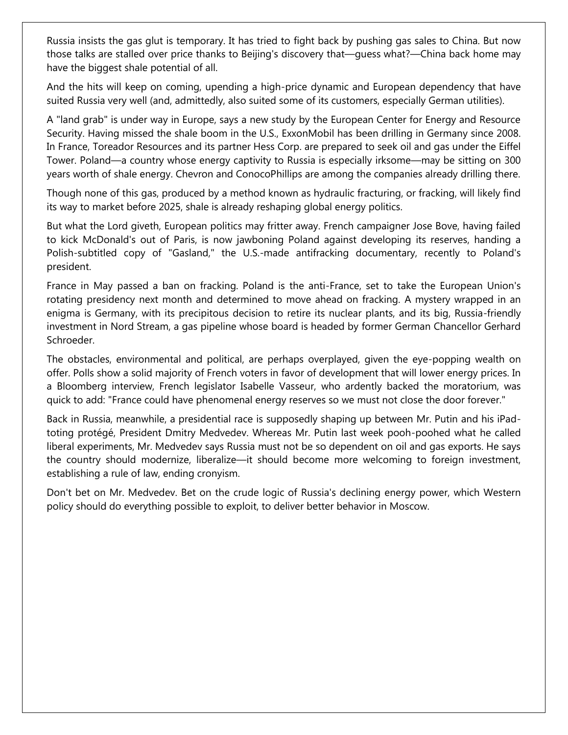Russia insists the gas glut is temporary. It has tried to fight back by pushing gas sales to China. But now those talks are stalled over price thanks to Beijing's discovery that—guess what?—China back home may have the biggest shale potential of all.

And the hits will keep on coming, upending a high-price dynamic and European dependency that have suited Russia very well (and, admittedly, also suited some of its customers, especially German utilities).

A "land grab" is under way in Europe, says a new study by the European Center for Energy and Resource Security. Having missed the shale boom in the U.S., ExxonMobil has been drilling in Germany since 2008. In France, Toreador Resources and its partner Hess Corp. are prepared to seek oil and gas under the Eiffel Tower. Poland—a country whose energy captivity to Russia is especially irksome—may be sitting on 300 years worth of shale energy. Chevron and ConocoPhillips are among the companies already drilling there.

Though none of this gas, produced by a method known as hydraulic fracturing, or fracking, will likely find its way to market before 2025, shale is already reshaping global energy politics.

But what the Lord giveth, European politics may fritter away. French campaigner Jose Bove, having failed to kick McDonald's out of Paris, is now jawboning Poland against developing its reserves, handing a Polish-subtitled copy of "Gasland," the U.S.-made antifracking documentary, recently to Poland's president.

France in May passed a ban on fracking. Poland is the anti-France, set to take the European Union's rotating presidency next month and determined to move ahead on fracking. A mystery wrapped in an enigma is Germany, with its precipitous decision to retire its nuclear plants, and its big, Russia-friendly investment in Nord Stream, a gas pipeline whose board is headed by former German Chancellor Gerhard Schroeder.

The obstacles, environmental and political, are perhaps overplayed, given the eye-popping wealth on offer. Polls show a solid majority of French voters in favor of development that will lower energy prices. In a Bloomberg interview, French legislator Isabelle Vasseur, who ardently backed the moratorium, was quick to add: "France could have phenomenal energy reserves so we must not close the door forever."

Back in Russia, meanwhile, a presidential race is supposedly shaping up between Mr. Putin and his iPad-toting protégé, President Dmitry Medvedev. Whereas Mr. Putin last week pooh-poohed what he called liberal experiments, Mr. Medvedev says Russia must not be so dependent on oil and gas exports. He says the country should modernize, liberalize—it should become more welcoming to foreign investment, establishing a rule of law, ending cronyism.

Don't bet on Mr. Medvedev. Bet on the crude logic of Russia's declining energy power, which Western policy should do everything possible to exploit, to deliver better behavior in Moscow.